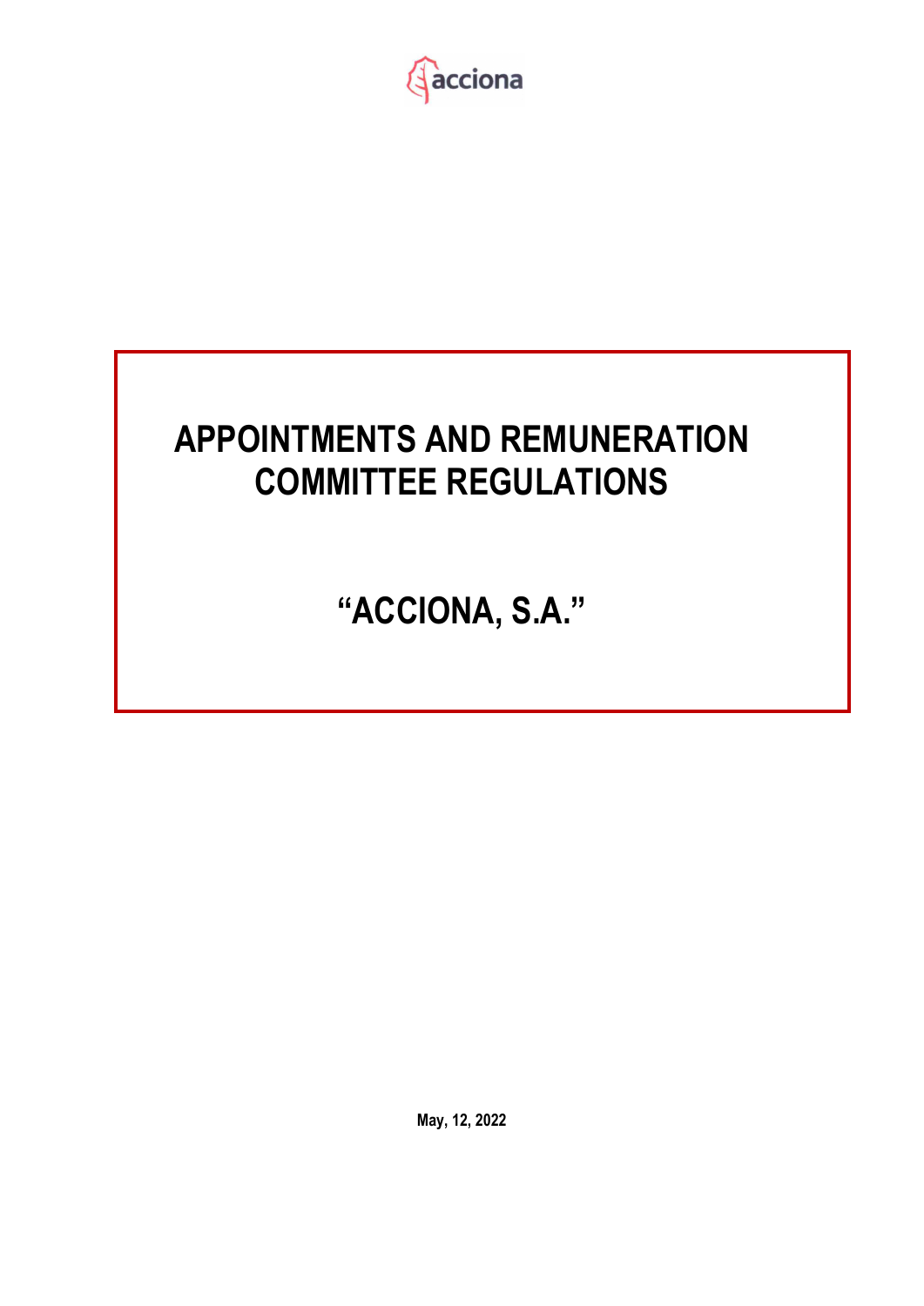acciona

# APPOINTMENTS AND REMUNERATION COMMITTEE REGULATIONS

## "ACCIONA, S.A."

**May, 12, 2022**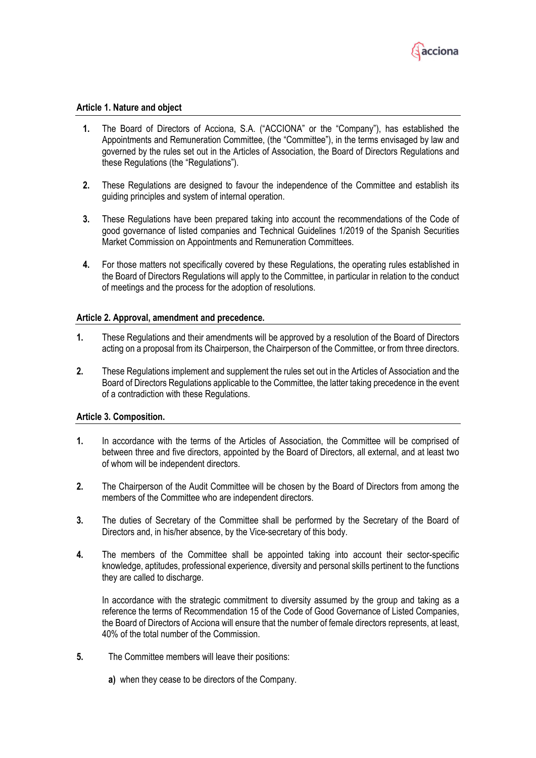### Article 1. Nature and object

1. The Board of Directors of Acciona, S.A. ("ACCIONA" or the "Company"), has established the Appointments and Remuneration Committee, (the "Committee"), in the terms envisaged by law and governed by the rules set out in the Articles of Association, the Board of Directors Regulations and these Regulations (the "Regulations").

2. These Regulations are designed to favour the independence of the Committee and establish its guiding principles and system of internal operation.

3. These Regulations have been prepared taking into account the recommendations of the Code of good governance of listed companies and Technical Guidelines 1/2019 of the Spanish Securities Market Commission on Appointments and Remuneration Committees.

4. For those matters not specifically covered by these Regulations, the operating rules established in the Board of Directors Regulations will apply to the Committee, in particular in relation to the conduct of meetings and the process for the adoption of resolutions.

### Article 2. Approval, amendment and precedence.

1. These Regulations and their amendments will be approved by a resolution of the Board of Directors acting on a proposal from its Chairperson, the Chairperson of the Committee, or from three directors.

2. These Regulations implement and supplement the rules set out in the Articles of Association and the Board of Directors Regulations applicable to the Committee, the latter taking precedence in the event of a contradiction with these Regulations.

### Article 3. Composition.

1. In accordance with the terms of the Articles of Association, the Committee will be comprised of between three and five directors, appointed by the Board of Directors, all external, and at least two of whom will be independent directors.

2. The Chairperson of the Audit Committee will be chosen by the Board of Directors from among the members of the Committee who are independent directors.

3. The duties of Secretary of the Committee shall be performed by the Secretary of the Board of Directors and, in his/her absence, by the Vice-secretary of this body.

4. The members of the Committee shall be appointed taking into account their sector-specific knowledge, aptitudes, professional experience, diversity and personal skills pertinent to the functions they are called to discharge.

   In accordance with the strategic commitment to diversity assumed by the group and taking as a reference the terms of Recommendation 15 of the Code of Good Governance of Listed Companies, the Board of Directors of Acciona will ensure that the number of female directors represents, at least, 40% of the total number of the Commission.

5. The Committee members will leave their positions:

   **a)** when they cease to be directors of the Company.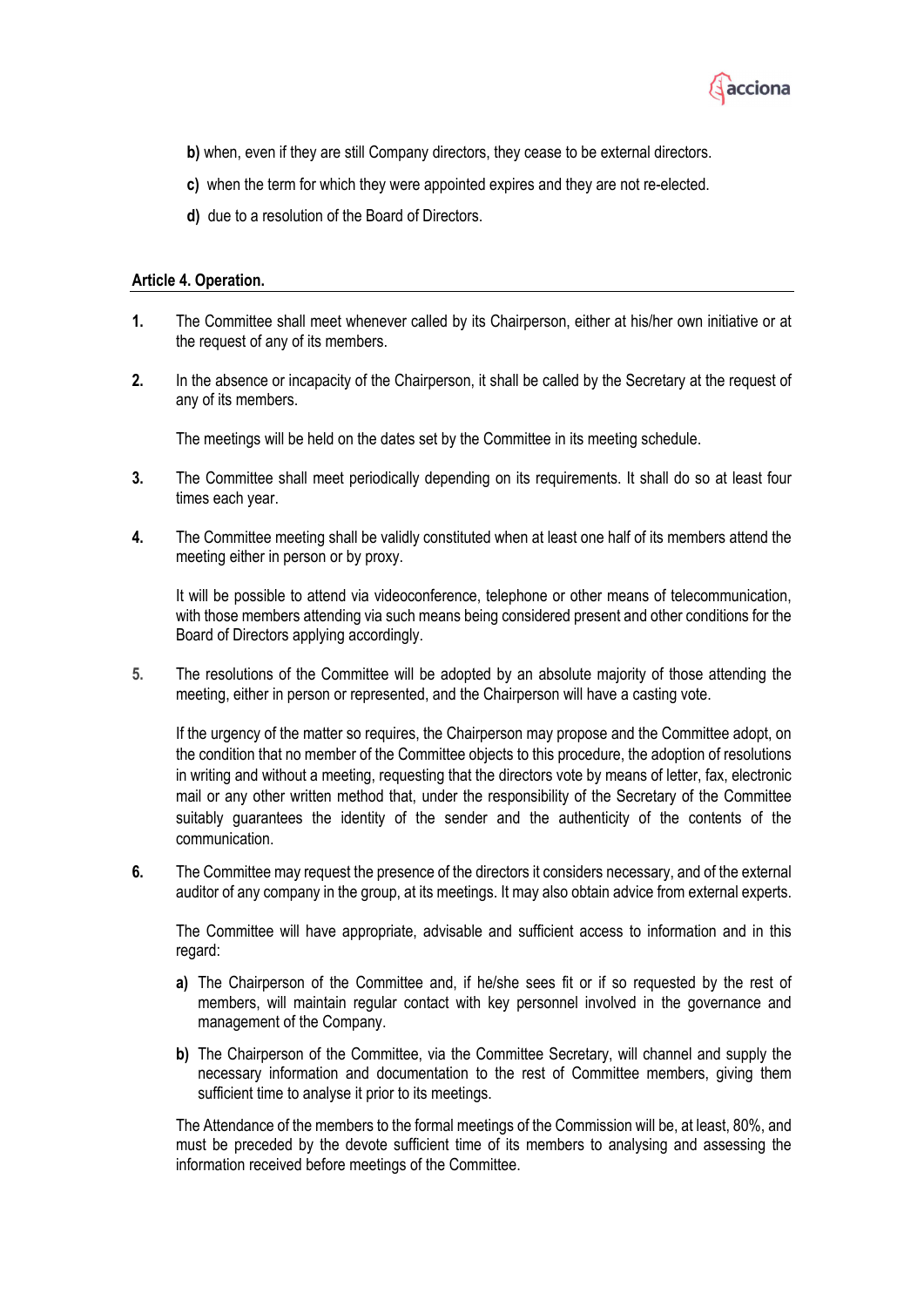**b)** when, even if they are still Company directors, they cease to be external directors.

**c)** when the term for which they were appointed expires and they are not re-elected.

**d)** due to a resolution of the Board of Directors.

### Article 4. Operation.

**1.** The Committee shall meet whenever called by its Chairperson, either at his/her own initiative or at the request of any of its members.

**2.** In the absence or incapacity of the Chairperson, it shall be called by the Secretary at the request of any of its members.

The meetings will be held on the dates set by the Committee in its meeting schedule.

**3.** The Committee shall meet periodically depending on its requirements. It shall do so at least four times each year.

**4.** The Committee meeting shall be validly constituted when at least one half of its members attend the meeting either in person or by proxy.

It will be possible to attend via videoconference, telephone or other means of telecommunication, with those members attending via such means being considered present and other conditions for the Board of Directors applying accordingly.

**5.** The resolutions of the Committee will be adopted by an absolute majority of those attending the meeting, either in person or represented, and the Chairperson will have a casting vote.

If the urgency of the matter so requires, the Chairperson may propose and the Committee adopt, on the condition that no member of the Committee objects to this procedure, the adoption of resolutions in writing and without a meeting, requesting that the directors vote by means of letter, fax, electronic mail or any other written method that, under the responsibility of the Secretary of the Committee suitably guarantees the identity of the sender and the authenticity of the contents of the communication.

**6.** The Committee may request the presence of the directors it considers necessary, and of the external auditor of any company in the group, at its meetings. It may also obtain advice from external experts.

The Committee will have appropriate, advisable and sufficient access to information and in this regard:

**a)** The Chairperson of the Committee and, if he/she sees fit or if so requested by the rest of members, will maintain regular contact with key personnel involved in the governance and management of the Company.

**b)** The Chairperson of the Committee, via the Committee Secretary, will channel and supply the necessary information and documentation to the rest of Committee members, giving them sufficient time to analyse it prior to its meetings.

The Attendance of the members to the formal meetings of the Commission will be, at least, 80%, and must be preceded by the devote sufficient time of its members to analysing and assessing the information received before meetings of the Committee.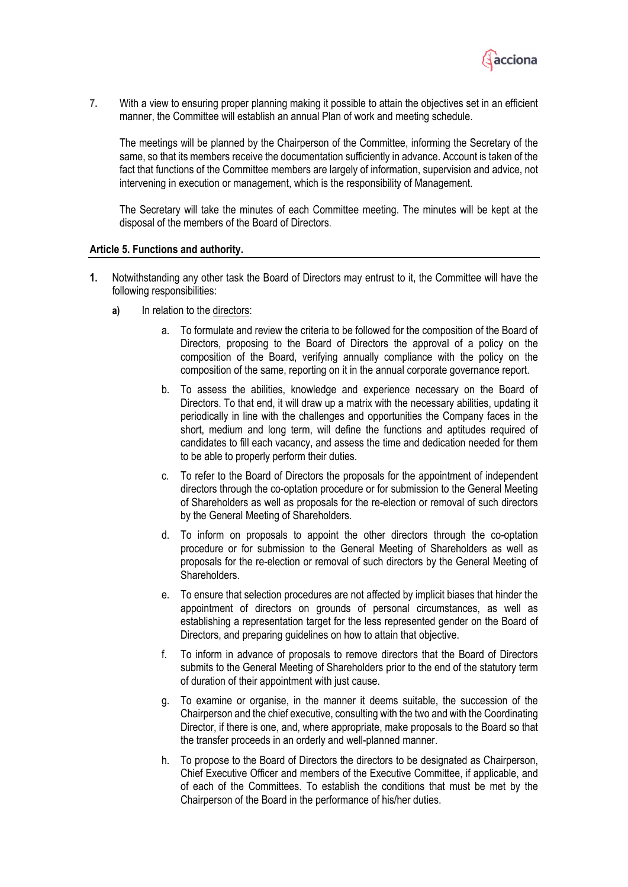7. With a view to ensuring proper planning making it possible to attain the objectives set in an efficient manner, the Committee will establish an annual Plan of work and meeting schedule.

   The meetings will be planned by the Chairperson of the Committee, informing the Secretary of the same, so that its members receive the documentation sufficiently in advance. Account is taken of the fact that functions of the Committee members are largely of information, supervision and advice, not intervening in execution or management, which is the responsibility of Management.

   The Secretary will take the minutes of each Committee meeting. The minutes will be kept at the disposal of the members of the Board of Directors.

**Article 5. Functions and authority.**

**1.** Notwithstanding any other task the Board of Directors may entrust to it, the Committee will have the following responsibilities:

   **a)** In relation to the directors:

      a. To formulate and review the criteria to be followed for the composition of the Board of Directors, proposing to the Board of Directors the approval of a policy on the composition of the Board, verifying annually compliance with the policy on the composition of the same, reporting on it in the annual corporate governance report.

      b. To assess the abilities, knowledge and experience necessary on the Board of Directors. To that end, it will draw up a matrix with the necessary abilities, updating it periodically in line with the challenges and opportunities the Company faces in the short, medium and long term, will define the functions and aptitudes required of candidates to fill each vacancy, and assess the time and dedication needed for them to be able to properly perform their duties.

      c. To refer to the Board of Directors the proposals for the appointment of independent directors through the co-optation procedure or for submission to the General Meeting of Shareholders as well as proposals for the re-election or removal of such directors by the General Meeting of Shareholders.

      d. To inform on proposals to appoint the other directors through the co-optation procedure or for submission to the General Meeting of Shareholders as well as proposals for the re-election or removal of such directors by the General Meeting of Shareholders.

      e. To ensure that selection procedures are not affected by implicit biases that hinder the appointment of directors on grounds of personal circumstances, as well as establishing a representation target for the less represented gender on the Board of Directors, and preparing guidelines on how to attain that objective.

      f. To inform in advance of proposals to remove directors that the Board of Directors submits to the General Meeting of Shareholders prior to the end of the statutory term of duration of their appointment with just cause.

      g. To examine or organise, in the manner it deems suitable, the succession of the Chairperson and the chief executive, consulting with the two and with the Coordinating Director, if there is one, and, where appropriate, make proposals to the Board so that the transfer proceeds in an orderly and well-planned manner.

      h. To propose to the Board of Directors the directors to be designated as Chairperson, Chief Executive Officer and members of the Executive Committee, if applicable, and of each of the Committees. To establish the conditions that must be met by the Chairperson of the Board in the performance of his/her duties.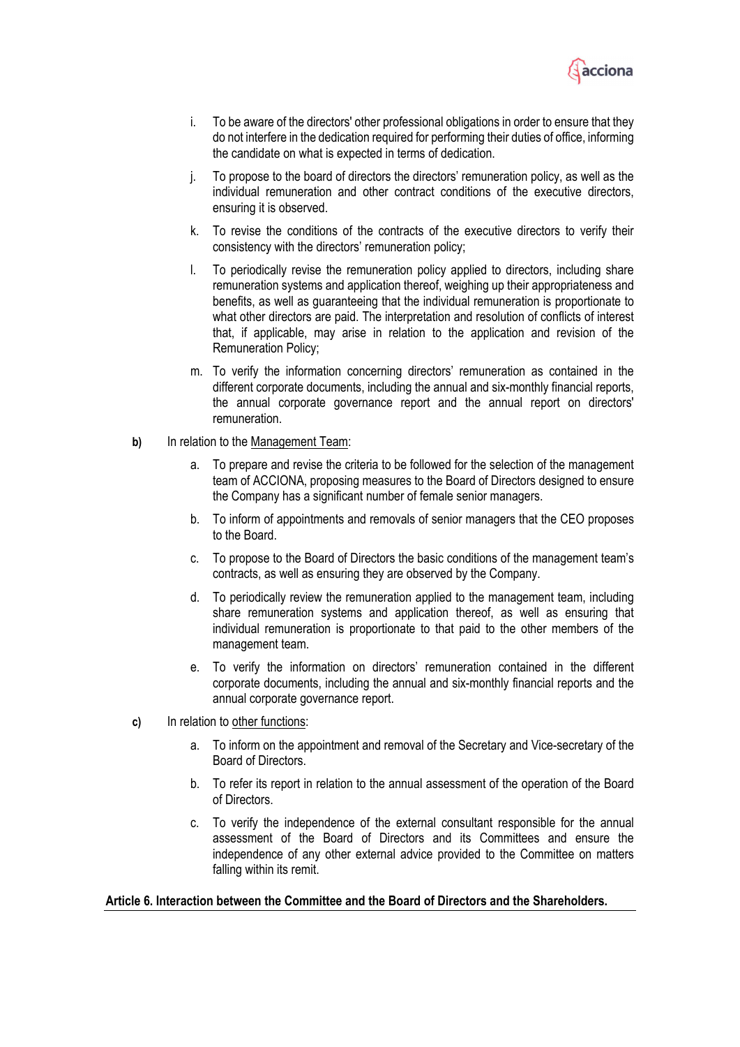i. To be aware of the directors' other professional obligations in order to ensure that they do not interfere in the dedication required for performing their duties of office, informing the candidate on what is expected in terms of dedication.

j. To propose to the board of directors the directors' remuneration policy, as well as the individual remuneration and other contract conditions of the executive directors, ensuring it is observed.

k. To revise the conditions of the contracts of the executive directors to verify their consistency with the directors' remuneration policy;

l. To periodically revise the remuneration policy applied to directors, including share remuneration systems and application thereof, weighing up their appropriateness and benefits, as well as guaranteeing that the individual remuneration is proportionate to what other directors are paid. The interpretation and resolution of conflicts of interest that, if applicable, may arise in relation to the application and revision of the Remuneration Policy;

m. To verify the information concerning directors' remuneration as contained in the different corporate documents, including the annual and six-monthly financial reports, the annual corporate governance report and the annual report on directors' remuneration.

**b)** In relation to the <u>Management Team</u>:

a. To prepare and revise the criteria to be followed for the selection of the management team of ACCIONA, proposing measures to the Board of Directors designed to ensure the Company has a significant number of female senior managers.

b. To inform of appointments and removals of senior managers that the CEO proposes to the Board.

c. To propose to the Board of Directors the basic conditions of the management team's contracts, as well as ensuring they are observed by the Company.

d. To periodically review the remuneration applied to the management team, including share remuneration systems and application thereof, as well as ensuring that individual remuneration is proportionate to that paid to the other members of the management team.

e. To verify the information on directors' remuneration contained in the different corporate documents, including the annual and six-monthly financial reports and the annual corporate governance report.

**c)** In relation to <u>other functions</u>:

a. To inform on the appointment and removal of the Secretary and Vice-secretary of the Board of Directors.

b. To refer its report in relation to the annual assessment of the operation of the Board of Directors.

c. To verify the independence of the external consultant responsible for the annual assessment of the Board of Directors and its Committees and ensure the independence of any other external advice provided to the Committee on matters falling within its remit.

**Article 6. Interaction between the Committee and the Board of Directors and the Shareholders.**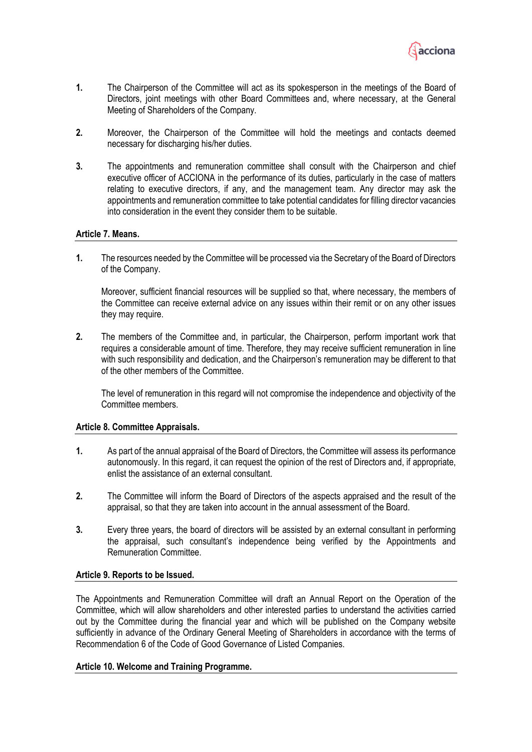1. The Chairperson of the Committee will act as its spokesperson in the meetings of the Board of Directors, joint meetings with other Board Committees and, where necessary, at the General Meeting of Shareholders of the Company.

2. Moreover, the Chairperson of the Committee will hold the meetings and contacts deemed necessary for discharging his/her duties.

3. The appointments and remuneration committee shall consult with the Chairperson and chief executive officer of ACCIONA in the performance of its duties, particularly in the case of matters relating to executive directors, if any, and the management team. Any director may ask the appointments and remuneration committee to take potential candidates for filling director vacancies into consideration in the event they consider them to be suitable.

**Article 7. Means.**

1. The resources needed by the Committee will be processed via the Secretary of the Board of Directors of the Company.

   Moreover, sufficient financial resources will be supplied so that, where necessary, the members of the Committee can receive external advice on any issues within their remit or on any other issues they may require.

2. The members of the Committee and, in particular, the Chairperson, perform important work that requires a considerable amount of time. Therefore, they may receive sufficient remuneration in line with such responsibility and dedication, and the Chairperson's remuneration may be different to that of the other members of the Committee.

   The level of remuneration in this regard will not compromise the independence and objectivity of the Committee members.

**Article 8. Committee Appraisals.**

1. As part of the annual appraisal of the Board of Directors, the Committee will assess its performance autonomously. In this regard, it can request the opinion of the rest of Directors and, if appropriate, enlist the assistance of an external consultant.

2. The Committee will inform the Board of Directors of the aspects appraised and the result of the appraisal, so that they are taken into account in the annual assessment of the Board.

3. Every three years, the board of directors will be assisted by an external consultant in performing the appraisal, such consultant's independence being verified by the Appointments and Remuneration Committee.

**Article 9. Reports to be Issued.**

The Appointments and Remuneration Committee will draft an Annual Report on the Operation of the Committee, which will allow shareholders and other interested parties to understand the activities carried out by the Committee during the financial year and which will be published on the Company website sufficiently in advance of the Ordinary General Meeting of Shareholders in accordance with the terms of Recommendation 6 of the Code of Good Governance of Listed Companies.

**Article 10. Welcome and Training Programme.**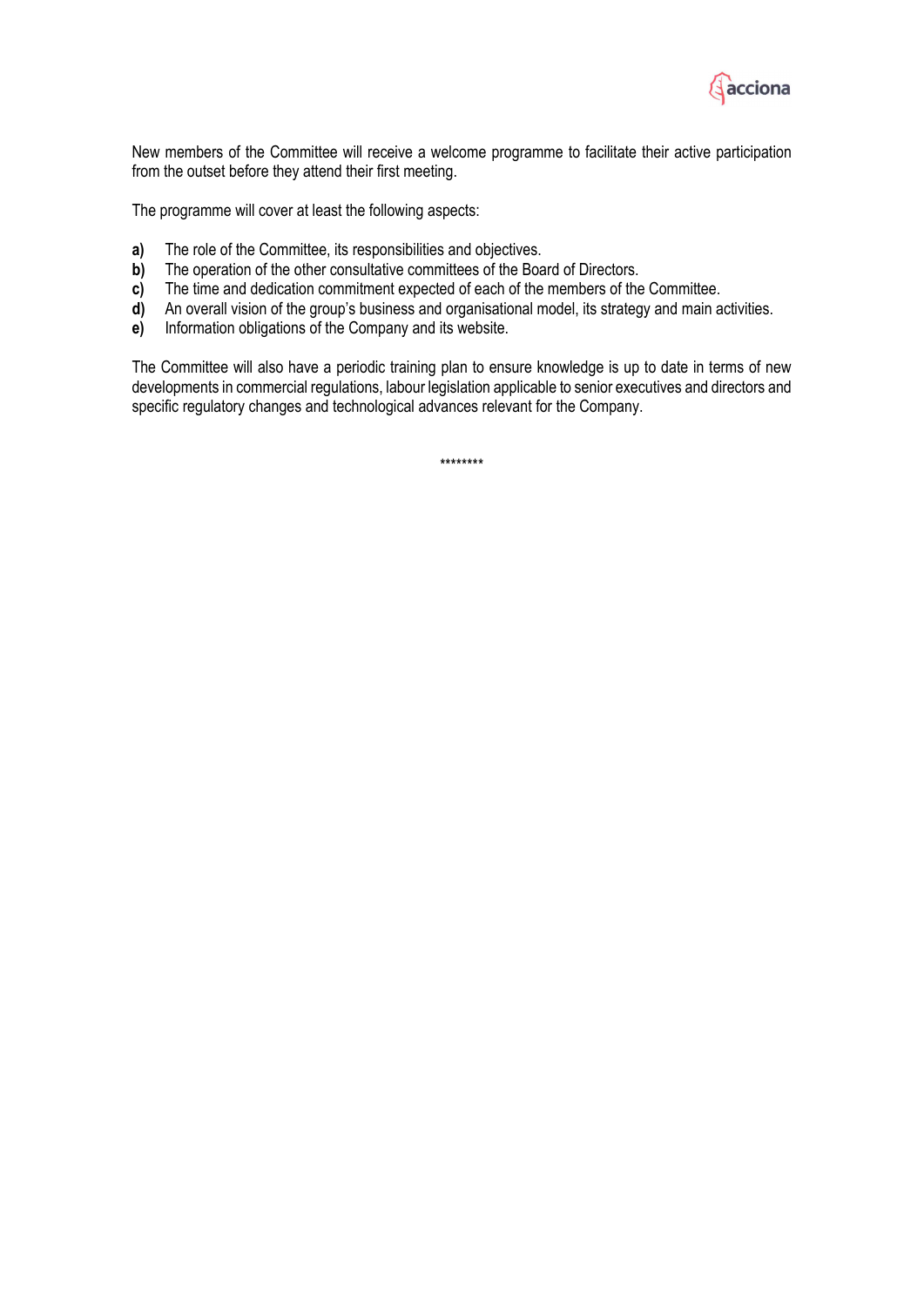New members of the Committee will receive a welcome programme to facilitate their active participation from the outset before they attend their first meeting.

The programme will cover at least the following aspects:

**a)** The role of the Committee, its responsibilities and objectives.
**b)** The operation of the other consultative committees of the Board of Directors.
**c)** The time and dedication commitment expected of each of the members of the Committee.
**d)** An overall vision of the group's business and organisational model, its strategy and main activities.
**e)** Information obligations of the Company and its website.

The Committee will also have a periodic training plan to ensure knowledge is up to date in terms of new developments in commercial regulations, labour legislation applicable to senior executives and directors and specific regulatory changes and technological advances relevant for the Company.

********